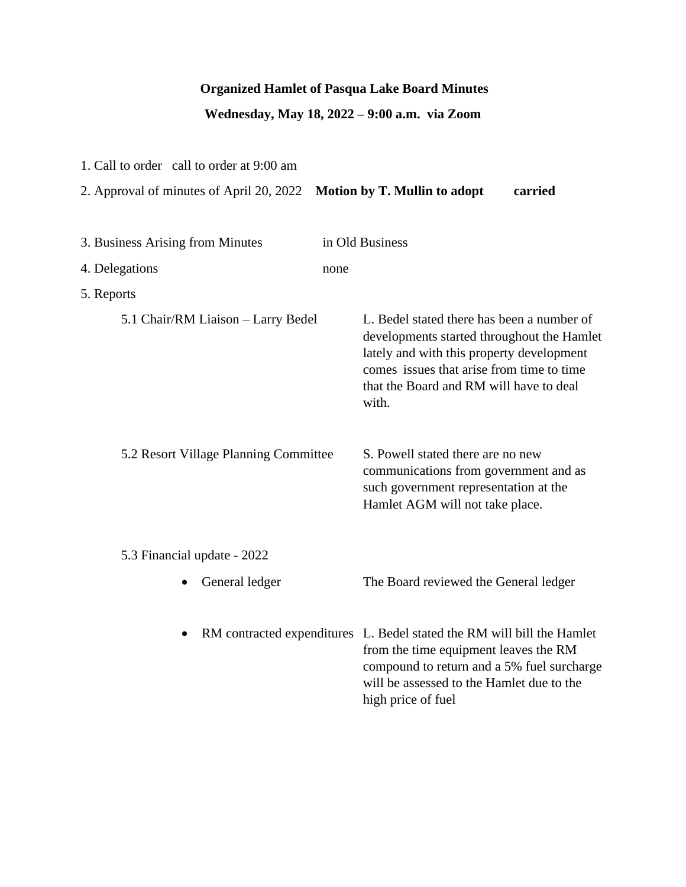**Organized Hamlet of Pasqua Lake Board Minutes**

**Wednesday, May 18, 2022 – 9:00 a.m. via Zoom**

1. Call to order call to order at 9:00 am
2. Approval of minutes of April 20, 2022 **Motion by T. Mullin to adopt carried**

3. Business Arising from Minutes in Old Business
4. Delegations none
5. Reports

5.1 Chair/RM Liaison – Larry Bedel

L. Bedel stated there has been a number of developments started throughout the Hamlet lately and with this property development comes issues that arise from time to time that the Board and RM will have to deal with.

5.2 Resort Village Planning Committee

S. Powell stated there are no new communications from government and as such government representation at the Hamlet AGM will not take place.

5.3 Financial update - 2022

- General ledger — The Board reviewed the General ledger
- RM contracted expenditures — L. Bedel stated the RM will bill the Hamlet from the time equipment leaves the RM compound to return and a 5% fuel surcharge will be assessed to the Hamlet due to the high price of fuel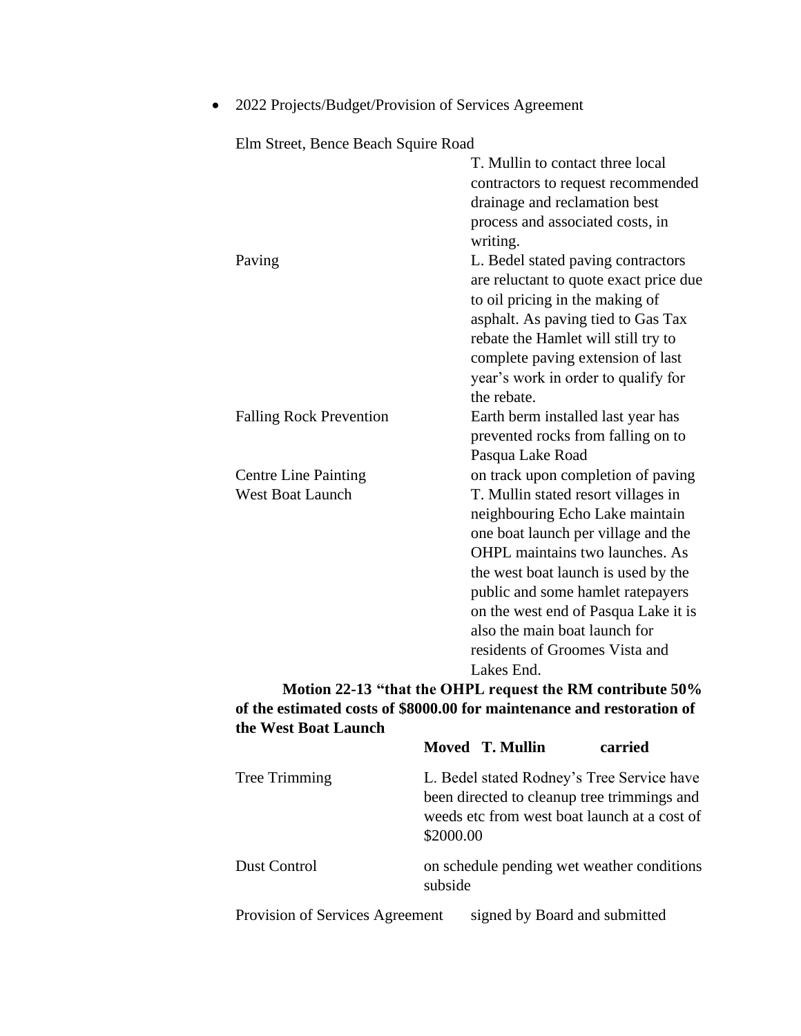- 2022 Projects/Budget/Provision of Services Agreement

| | |
|---|---|
| Elm Street, Bence Beach Squire Road | T. Mullin to contact three local contractors to request recommended drainage and reclamation best process and associated costs, in writing. |
| Paving | L. Bedel stated paving contractors are reluctant to quote exact price due to oil pricing in the making of asphalt. As paving tied to Gas Tax rebate the Hamlet will still try to complete paving extension of last year's work in order to qualify for the rebate. |
| Falling Rock Prevention | Earth berm installed last year has prevented rocks from falling on to Pasqua Lake Road |
| Centre Line Painting | on track upon completion of paving |
| West Boat Launch | T. Mullin stated resort villages in neighbouring Echo Lake maintain one boat launch per village and the OHPL maintains two launches. As the west boat launch is used by the public and some hamlet ratepayers on the west end of Pasqua Lake it is also the main boat launch for residents of Groomes Vista and Lakes End. |

**Motion 22-13 "that the OHPL request the RM contribute 50% of the estimated costs of $8000.00 for maintenance and restoration of the West Boat Launch**

**Moved T. Mullin carried**

| | |
|---|---|
| Tree Trimming | L. Bedel stated Rodney's Tree Service have been directed to cleanup tree trimmings and weeds etc from west boat launch at a cost of $2000.00 |
| Dust Control | on schedule pending wet weather conditions subside |
| Provision of Services Agreement | signed by Board and submitted |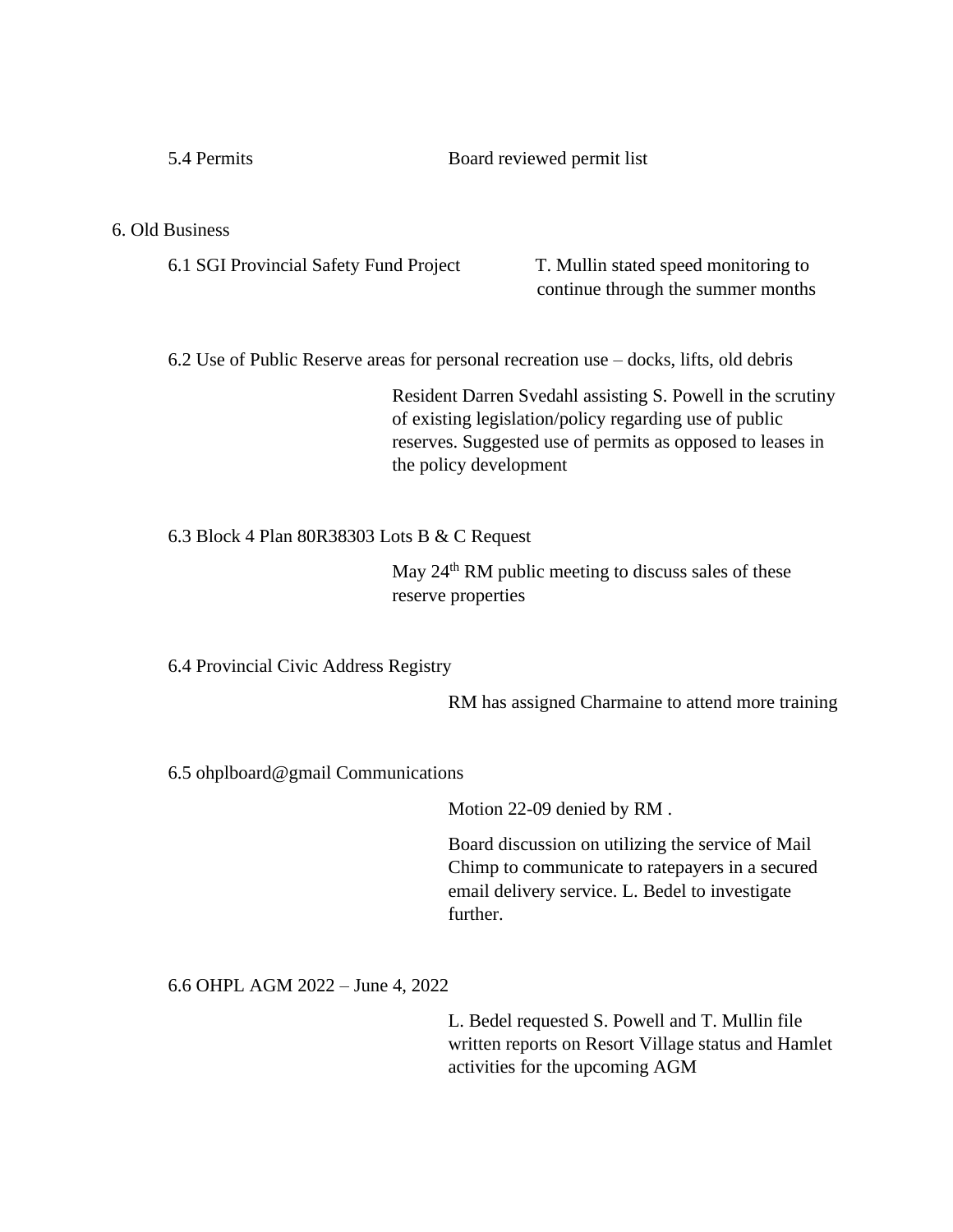5.4 Permits — Board reviewed permit list

6. Old Business

6.1 SGI Provincial Safety Fund Project — T. Mullin stated speed monitoring to continue through the summer months

6.2 Use of Public Reserve areas for personal recreation use – docks, lifts, old debris

Resident Darren Svedahl assisting S. Powell in the scrutiny of existing legislation/policy regarding use of public reserves. Suggested use of permits as opposed to leases in the policy development

6.3 Block 4 Plan 80R38303 Lots B & C Request

May 24th RM public meeting to discuss sales of these reserve properties

6.4 Provincial Civic Address Registry

RM has assigned Charmaine to attend more training

6.5 ohplboard@gmail Communications

Motion 22-09 denied by RM .

Board discussion on utilizing the service of Mail Chimp to communicate to ratepayers in a secured email delivery service. L. Bedel to investigate further.

6.6 OHPL AGM 2022 – June 4, 2022

L. Bedel requested S. Powell and T. Mullin file written reports on Resort Village status and Hamlet activities for the upcoming AGM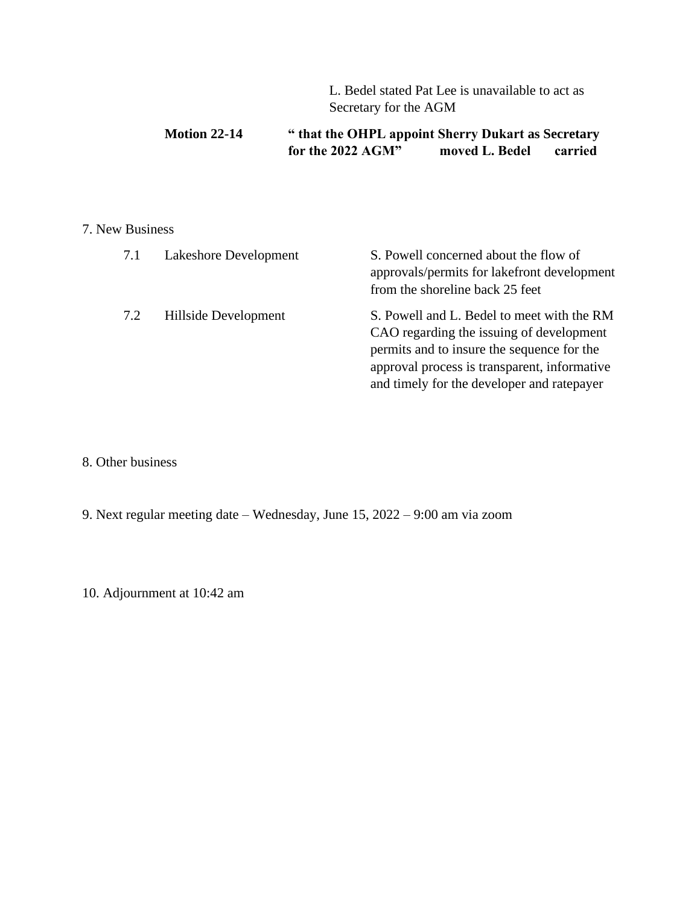L. Bedel stated Pat Lee is unavailable to act as Secretary for the AGM

**Motion 22-14** **" that the OHPL appoint Sherry Dukart as Secretary for the 2022 AGM" moved L. Bedel carried**

7. New Business

| | | |
|---|---|---|
| 7.1 | Lakeshore Development | S. Powell concerned about the flow of approvals/permits for lakefront development from the shoreline back 25 feet |
| 7.2 | Hillside Development | S. Powell and L. Bedel to meet with the RM CAO regarding the issuing of development permits and to insure the sequence for the approval process is transparent, informative and timely for the developer and ratepayer |

8. Other business

9. Next regular meeting date – Wednesday, June 15, 2022 – 9:00 am via zoom

10. Adjournment at 10:42 am